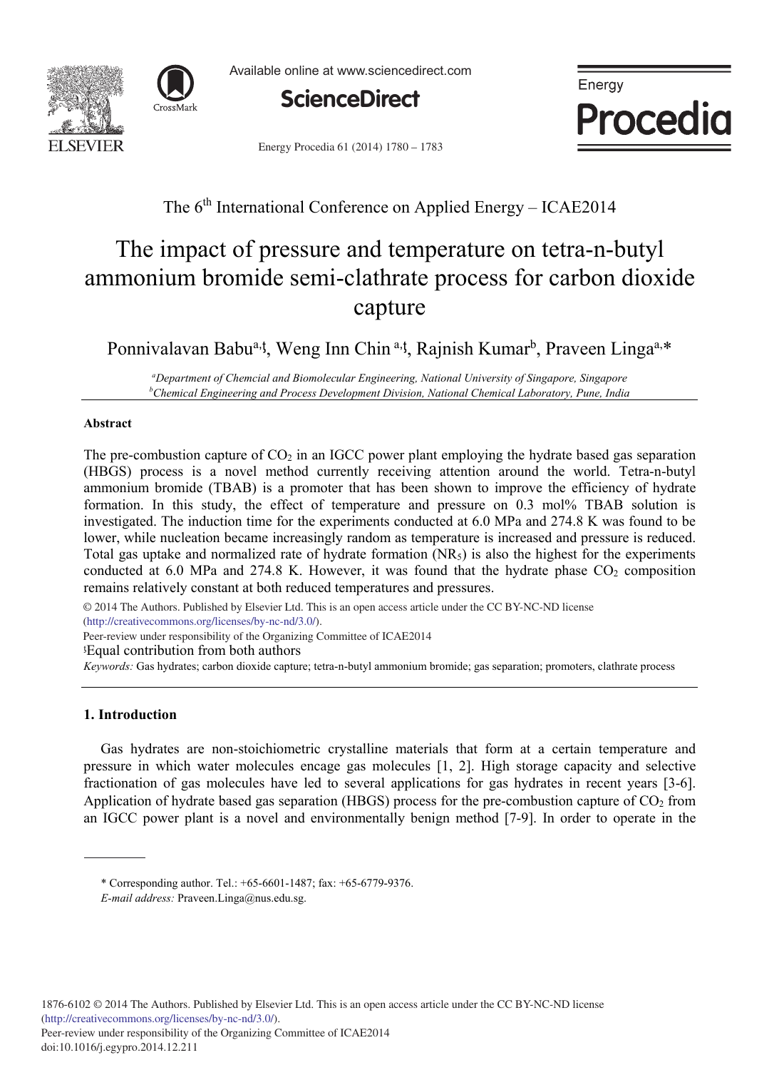The 6th International Conference on Applied Energy – ICAE2014

# The impact of pressure and temperature on tetra-n-butyl ammonium bromide semi-clathrate process for carbon dioxide capture

Ponnivalavan Babu[a,ŧ], Weng Inn Chin [a,ŧ], Rajnish Kumar[b], Praveen Linga[a,*]

[a]Department of Chemcial and Biomolecular Engineering, National University of Singapore, Singapore
[b]Chemical Engineering and Process Development Division, National Chemical Laboratory, Pune, India

## Abstract

The pre-combustion capture of $CO_2$ in an IGCC power plant employing the hydrate based gas separation (HBGS) process is a novel method currently receiving attention around the world. Tetra-n-butyl ammonium bromide (TBAB) is a promoter that has been shown to improve the efficiency of hydrate formation. In this study, the effect of temperature and pressure on 0.3 mol% TBAB solution is investigated. The induction time for the experiments conducted at 6.0 MPa and 274.8 K was found to be lower, while nucleation became increasingly random as temperature is increased and pressure is reduced. Total gas uptake and normalized rate of hydrate formation ($NR_5$) is also the highest for the experiments conducted at 6.0 MPa and 274.8 K. However, it was found that the hydrate phase $CO_2$ composition remains relatively constant at both reduced temperatures and pressures.

© 2014 The Authors. Published by Elsevier Ltd. This is an open access article under the CC BY-NC-ND license (http://creativecommons.org/licenses/by-nc-nd/3.0/).

Peer-review under responsibility of the Organizing Committee of ICAE2014

ŧEqual contribution from both authors

*Keywords:* Gas hydrates; carbon dioxide capture; tetra-n-butyl ammonium bromide; gas separation; promoters, clathrate process

## 1. Introduction

Gas hydrates are non-stoichiometric crystalline materials that form at a certain temperature and pressure in which water molecules encage gas molecules [1, 2]. High storage capacity and selective fractionation of gas molecules have led to several applications for gas hydrates in recent years [3-6]. Application of hydrate based gas separation (HBGS) process for the pre-combustion capture of $CO_2$ from an IGCC power plant is a novel and environmentally benign method [7-9]. In order to operate in the

\* Corresponding author. Tel.: +65-6601-1487; fax: +65-6779-9376.
*E-mail address:* Praveen.Linga@nus.edu.sg.

1876-6102 © 2014 The Authors. Published by Elsevier Ltd. This is an open access article under the CC BY-NC-ND license (http://creativecommons.org/licenses/by-nc-nd/3.0/).
Peer-review under responsibility of the Organizing Committee of ICAE2014
doi:10.1016/j.egypro.2014.12.211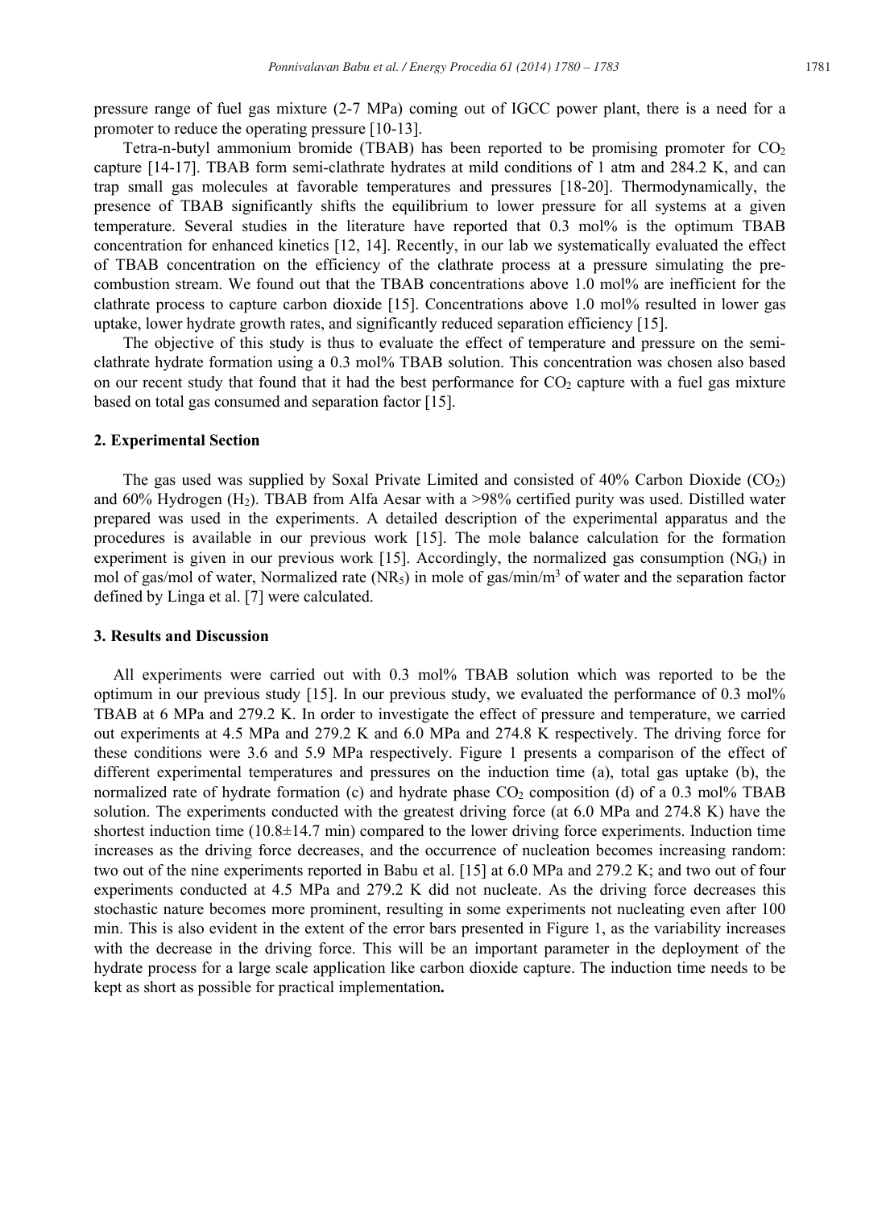pressure range of fuel gas mixture (2-7 MPa) coming out of IGCC power plant, there is a need for a promoter to reduce the operating pressure [10-13].

Tetra-n-butyl ammonium bromide (TBAB) has been reported to be promising promoter for $CO_2$ capture [14-17]. TBAB form semi-clathrate hydrates at mild conditions of 1 atm and 284.2 K, and can trap small gas molecules at favorable temperatures and pressures [18-20]. Thermodynamically, the presence of TBAB significantly shifts the equilibrium to lower pressure for all systems at a given temperature. Several studies in the literature have reported that 0.3 mol% is the optimum TBAB concentration for enhanced kinetics [12, 14]. Recently, in our lab we systematically evaluated the effect of TBAB concentration on the efficiency of the clathrate process at a pressure simulating the pre-combustion stream. We found out that the TBAB concentrations above 1.0 mol% are inefficient for the clathrate process to capture carbon dioxide [15]. Concentrations above 1.0 mol% resulted in lower gas uptake, lower hydrate growth rates, and significantly reduced separation efficiency [15].

The objective of this study is thus to evaluate the effect of temperature and pressure on the semi-clathrate hydrate formation using a 0.3 mol% TBAB solution. This concentration was chosen also based on our recent study that found that it had the best performance for $CO_2$ capture with a fuel gas mixture based on total gas consumed and separation factor [15].

## 2. Experimental Section

The gas used was supplied by Soxal Private Limited and consisted of 40% Carbon Dioxide ($CO_2$) and 60% Hydrogen ($H_2$). TBAB from Alfa Aesar with a >98% certified purity was used. Distilled water prepared was used in the experiments. A detailed description of the experimental apparatus and the procedures is available in our previous work [15]. The mole balance calculation for the formation experiment is given in our previous work [15]. Accordingly, the normalized gas consumption ($NG_t$) in mol of gas/mol of water, Normalized rate ($NR_5$) in mole of gas/min/m$^3$ of water and the separation factor defined by Linga et al. [7] were calculated.

## 3. Results and Discussion

All experiments were carried out with 0.3 mol% TBAB solution which was reported to be the optimum in our previous study [15]. In our previous study, we evaluated the performance of 0.3 mol% TBAB at 6 MPa and 279.2 K. In order to investigate the effect of pressure and temperature, we carried out experiments at 4.5 MPa and 279.2 K and 6.0 MPa and 274.8 K respectively. The driving force for these conditions were 3.6 and 5.9 MPa respectively. Figure 1 presents a comparison of the effect of different experimental temperatures and pressures on the induction time (a), total gas uptake (b), the normalized rate of hydrate formation (c) and hydrate phase $CO_2$ composition (d) of a 0.3 mol% TBAB solution. The experiments conducted with the greatest driving force (at 6.0 MPa and 274.8 K) have the shortest induction time (10.8±14.7 min) compared to the lower driving force experiments. Induction time increases as the driving force decreases, and the occurrence of nucleation becomes increasing random: two out of the nine experiments reported in Babu et al. [15] at 6.0 MPa and 279.2 K; and two out of four experiments conducted at 4.5 MPa and 279.2 K did not nucleate. As the driving force decreases this stochastic nature becomes more prominent, resulting in some experiments not nucleating even after 100 min. This is also evident in the extent of the error bars presented in Figure 1, as the variability increases with the decrease in the driving force. This will be an important parameter in the deployment of the hydrate process for a large scale application like carbon dioxide capture. The induction time needs to be kept as short as possible for practical implementation**.**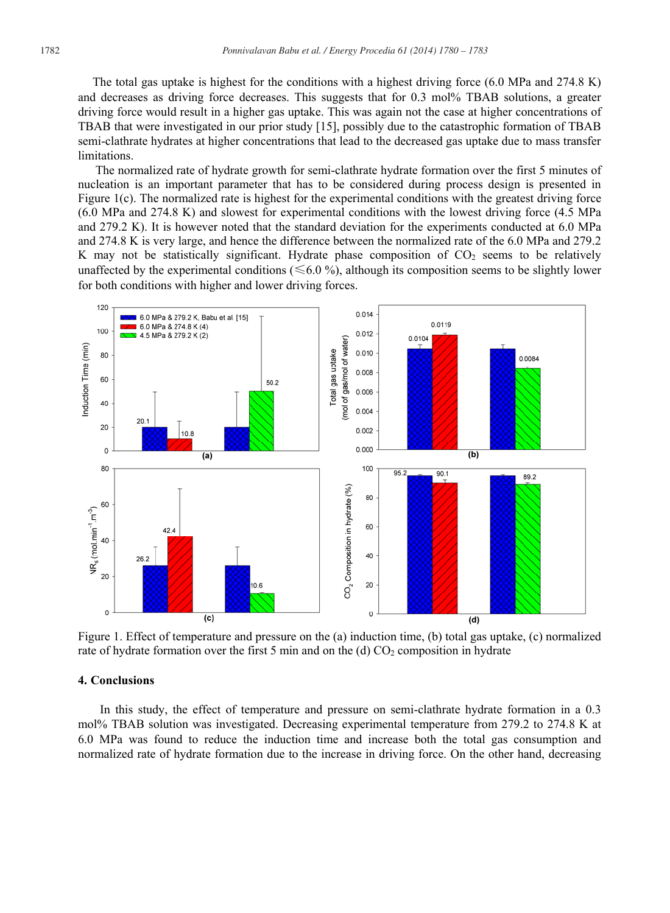The total gas uptake is highest for the conditions with a highest driving force (6.0 MPa and 274.8 K) and decreases as driving force decreases. This suggests that for 0.3 mol% TBAB solutions, a greater driving force would result in a higher gas uptake. This was again not the case at higher concentrations of TBAB that were investigated in our prior study [15], possibly due to the catastrophic formation of TBAB semi-clathrate hydrates at higher concentrations that lead to the decreased gas uptake due to mass transfer limitations.

The normalized rate of hydrate growth for semi-clathrate hydrate formation over the first 5 minutes of nucleation is an important parameter that has to be considered during process design is presented in Figure 1(c). The normalized rate is highest for the experimental conditions with the greatest driving force (6.0 MPa and 274.8 K) and slowest for experimental conditions with the lowest driving force (4.5 MPa and 279.2 K). It is however noted that the standard deviation for the experiments conducted at 6.0 MPa and 274.8 K is very large, and hence the difference between the normalized rate of the 6.0 MPa and 279.2 K may not be statistically significant. Hydrate phase composition of $CO_2$ seems to be relatively unaffected by the experimental conditions ($\leqslant$6.0 %), although its composition seems to be slightly lower for both conditions with higher and lower driving forces.

Figure 1. Effect of temperature and pressure on the (a) induction time, (b) total gas uptake, (c) normalized rate of hydrate formation over the first 5 min and on the (d) $CO_2$ composition in hydrate

## 4. Conclusions

In this study, the effect of temperature and pressure on semi-clathrate hydrate formation in a 0.3 mol% TBAB solution was investigated. Decreasing experimental temperature from 279.2 to 274.8 K at 6.0 MPa was found to reduce the induction time and increase both the total gas consumption and normalized rate of hydrate formation due to the increase in driving force. On the other hand, decreasing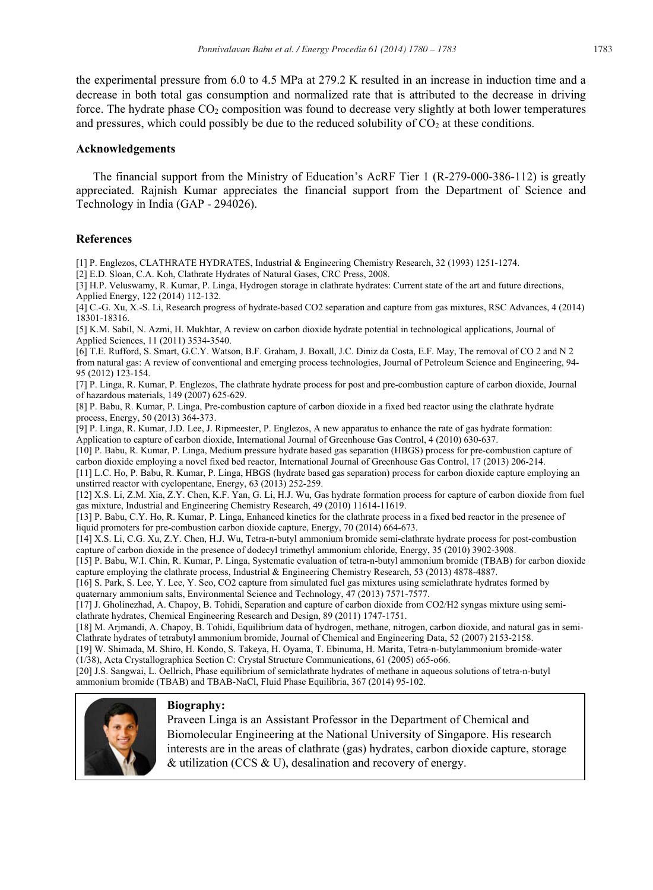the experimental pressure from 6.0 to 4.5 MPa at 279.2 K resulted in an increase in induction time and a decrease in both total gas consumption and normalized rate that is attributed to the decrease in driving force. The hydrate phase $CO_2$ composition was found to decrease very slightly at both lower temperatures and pressures, which could possibly be due to the reduced solubility of $CO_2$ at these conditions.

## Acknowledgements

The financial support from the Ministry of Education's AcRF Tier 1 (R-279-000-386-112) is greatly appreciated. Rajnish Kumar appreciates the financial support from the Department of Science and Technology in India (GAP - 294026).

## References

[1] P. Englezos, CLATHRATE HYDRATES, Industrial & Engineering Chemistry Research, 32 (1993) 1251-1274.

[2] E.D. Sloan, C.A. Koh, Clathrate Hydrates of Natural Gases, CRC Press, 2008.

[3] H.P. Veluswamy, R. Kumar, P. Linga, Hydrogen storage in clathrate hydrates: Current state of the art and future directions, Applied Energy, 122 (2014) 112-132.

[4] C.-G. Xu, X.-S. Li, Research progress of hydrate-based CO2 separation and capture from gas mixtures, RSC Advances, 4 (2014) 18301-18316.

[5] K.M. Sabil, N. Azmi, H. Mukhtar, A review on carbon dioxide hydrate potential in technological applications, Journal of Applied Sciences, 11 (2011) 3534-3540.

[6] T.E. Rufford, S. Smart, G.C.Y. Watson, B.F. Graham, J. Boxall, J.C. Diniz da Costa, E.F. May, The removal of CO 2 and N 2 from natural gas: A review of conventional and emerging process technologies, Journal of Petroleum Science and Engineering, 94-95 (2012) 123-154.

[7] P. Linga, R. Kumar, P. Englezos, The clathrate hydrate process for post and pre-combustion capture of carbon dioxide, Journal of hazardous materials, 149 (2007) 625-629.

[8] P. Babu, R. Kumar, P. Linga, Pre-combustion capture of carbon dioxide in a fixed bed reactor using the clathrate hydrate process, Energy, 50 (2013) 364-373.

[9] P. Linga, R. Kumar, J.D. Lee, J. Ripmeester, P. Englezos, A new apparatus to enhance the rate of gas hydrate formation: Application to capture of carbon dioxide, International Journal of Greenhouse Gas Control, 4 (2010) 630-637.

[10] P. Babu, R. Kumar, P. Linga, Medium pressure hydrate based gas separation (HBGS) process for pre-combustion capture of carbon dioxide employing a novel fixed bed reactor, International Journal of Greenhouse Gas Control, 17 (2013) 206-214.

[11] L.C. Ho, P. Babu, R. Kumar, P. Linga, HBGS (hydrate based gas separation) process for carbon dioxide capture employing an unstirred reactor with cyclopentane, Energy, 63 (2013) 252-259.

[12] X.S. Li, Z.M. Xia, Z.Y. Chen, K.F. Yan, G. Li, H.J. Wu, Gas hydrate formation process for capture of carbon dioxide from fuel gas mixture, Industrial and Engineering Chemistry Research, 49 (2010) 11614-11619.

[13] P. Babu, C.Y. Ho, R. Kumar, P. Linga, Enhanced kinetics for the clathrate process in a fixed bed reactor in the presence of liquid promoters for pre-combustion carbon dioxide capture, Energy, 70 (2014) 664-673.

[14] X.S. Li, C.G. Xu, Z.Y. Chen, H.J. Wu, Tetra-n-butyl ammonium bromide semi-clathrate hydrate process for post-combustion capture of carbon dioxide in the presence of dodecyl trimethyl ammonium chloride, Energy, 35 (2010) 3902-3908.

[15] P. Babu, W.I. Chin, R. Kumar, P. Linga, Systematic evaluation of tetra-n-butyl ammonium bromide (TBAB) for carbon dioxide capture employing the clathrate process, Industrial & Engineering Chemistry Research, 53 (2013) 4878-4887.

[16] S. Park, S. Lee, Y. Lee, Y. Seo, CO2 capture from simulated fuel gas mixtures using semiclathrate hydrates formed by quaternary ammonium salts, Environmental Science and Technology, 47 (2013) 7571-7577.

[17] J. Gholinezhad, A. Chapoy, B. Tohidi, Separation and capture of carbon dioxide from CO2/H2 syngas mixture using semi-clathrate hydrates, Chemical Engineering Research and Design, 89 (2011) 1747-1751.

[18] M. Arjmandi, A. Chapoy, B. Tohidi, Equilibrium data of hydrogen, methane, nitrogen, carbon dioxide, and natural gas in semi-Clathrate hydrates of tetrabutyl ammonium bromide, Journal of Chemical and Engineering Data, 52 (2007) 2153-2158.

[19] W. Shimada, M. Shiro, H. Kondo, S. Takeya, H. Oyama, T. Ebinuma, H. Marita, Tetra-n-butylammonium bromide-water (1/38), Acta Crystallographica Section C: Crystal Structure Communications, 61 (2005) o65-o66.

[20] J.S. Sangwai, L. Oellrich, Phase equilibrium of semiclathrate hydrates of methane in aqueous solutions of tetra-n-butyl ammonium bromide (TBAB) and TBAB-NaCl, Fluid Phase Equilibria, 367 (2014) 95-102.

**Biography:**

Praveen Linga is an Assistant Professor in the Department of Chemical and Biomolecular Engineering at the National University of Singapore. His research interests are in the areas of clathrate (gas) hydrates, carbon dioxide capture, storage & utilization (CCS & U), desalination and recovery of energy.